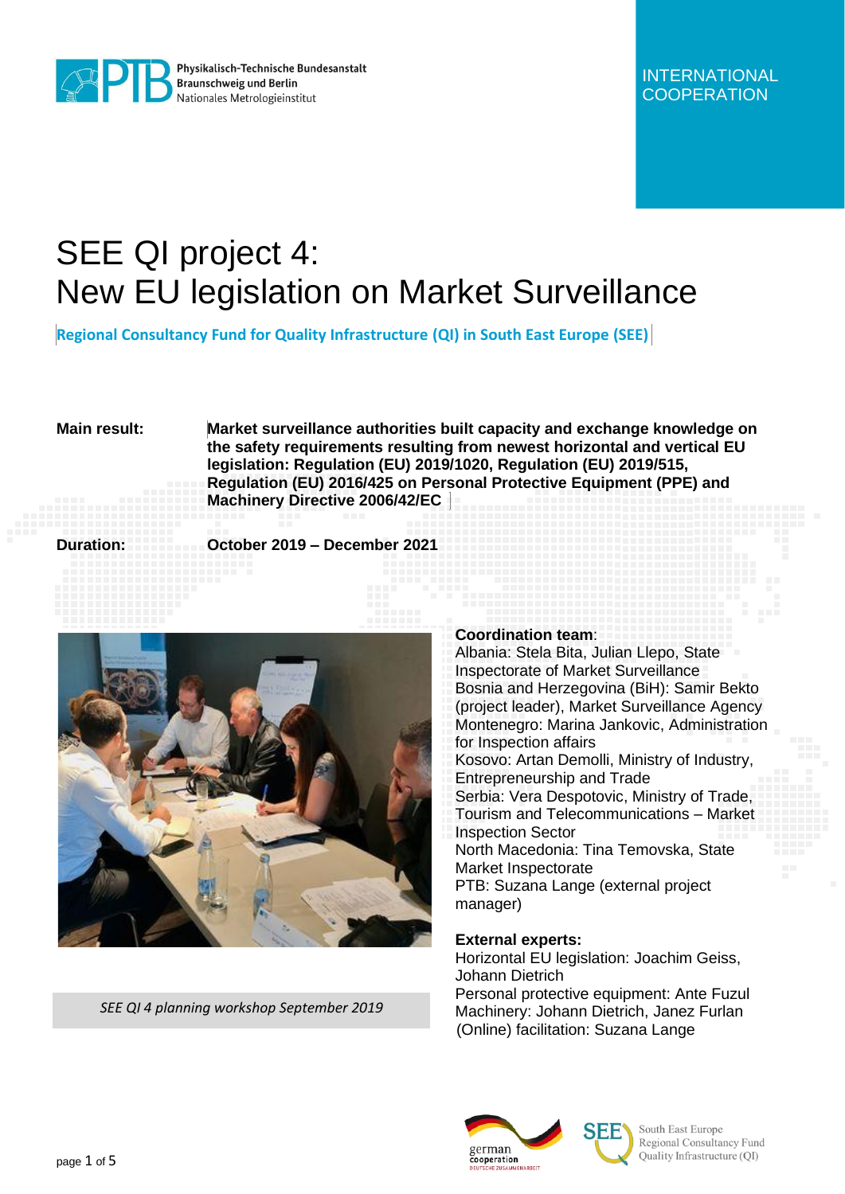INTERNATIONAL COOPERATION

# SEE QI project 4: New EU legislation on Market Surveillance

**Regional Consultancy Fund for Quality Infrastructure (QI) in South East Europe (SEE)**

**Main result:** **Market surveillance authorities built capacity and exchange knowledge on the safety requirements resulting from newest horizontal and vertical EU legislation: Regulation (EU) 2019/1020, Regulation (EU) 2019/515, Regulation (EU) 2016/425 on Personal Protective Equipment (PPE) and Machinery Directive 2006/42/EC**

**Duration:** **October 2019 – December 2021**

*SEE QI 4 planning workshop September 2019*

**Coordination team**:

Albania: Stela Bita, Julian Llepo, State Inspectorate of Market Surveillance
Bosnia and Herzegovina (BiH): Samir Bekto (project leader), Market Surveillance Agency
Montenegro: Marina Jankovic, Administration for Inspection affairs
Kosovo: Artan Demolli, Ministry of Industry, Entrepreneurship and Trade
Serbia: Vera Despotovic, Ministry of Trade, Tourism and Telecommunications – Market Inspection Sector
North Macedonia: Tina Temovska, State Market Inspectorate
PTB: Suzana Lange (external project manager)

**External experts:**

Horizontal EU legislation: Joachim Geiss, Johann Dietrich
Personal protective equipment: Ante Fuzul
Machinery: Johann Dietrich, Janez Furlan
(Online) facilitation: Suzana Lange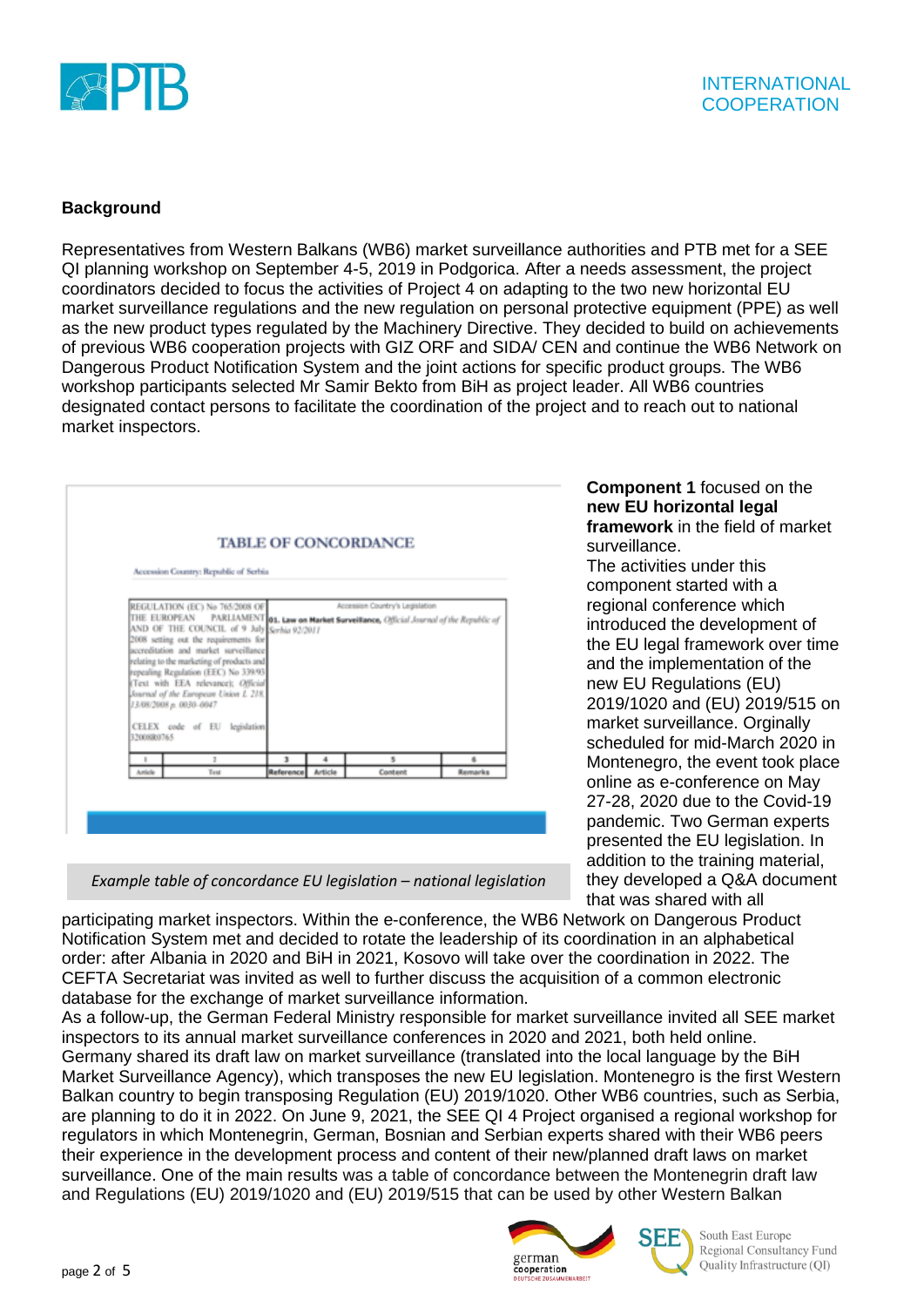## Background

Representatives from Western Balkans (WB6) market surveillance authorities and PTB met for a SEE QI planning workshop on September 4-5, 2019 in Podgorica. After a needs assessment, the project coordinators decided to focus the activities of Project 4 on adapting to the two new horizontal EU market surveillance regulations and the new regulation on personal protective equipment (PPE) as well as the new product types regulated by the Machinery Directive. They decided to build on achievements of previous WB6 cooperation projects with GIZ ORF and SIDA/ CEN and continue the WB6 Network on Dangerous Product Notification System and the joint actions for specific product groups. The WB6 workshop participants selected Mr Samir Bekto from BiH as project leader. All WB6 countries designated contact persons to facilitate the coordination of the project and to reach out to national market inspectors.

*Example table of concordance EU legislation – national legislation*

**Component 1** focused on the **new EU horizontal legal framework** in the field of market surveillance.

The activities under this component started with a regional conference which introduced the development of the EU legal framework over time and the implementation of the new EU Regulations (EU) 2019/1020 and (EU) 2019/515 on market surveillance. Orginally scheduled for mid-March 2020 in Montenegro, the event took place online as e-conference on May 27-28, 2020 due to the Covid-19 pandemic. Two German experts presented the EU legislation. In addition to the training material, they developed a Q&A document that was shared with all participating market inspectors. Within the e-conference, the WB6 Network on Dangerous Product Notification System met and decided to rotate the leadership of its coordination in an alphabetical order: after Albania in 2020 and BiH in 2021, Kosovo will take over the coordination in 2022. The CEFTA Secretariat was invited as well to further discuss the acquisition of a common electronic database for the exchange of market surveillance information.

As a follow-up, the German Federal Ministry responsible for market surveillance invited all SEE market inspectors to its annual market surveillance conferences in 2020 and 2021, both held online. Germany shared its draft law on market surveillance (translated into the local language by the BiH Market Surveillance Agency), which transposes the new EU legislation. Montenegro is the first Western Balkan country to begin transposing Regulation (EU) 2019/1020. Other WB6 countries, such as Serbia, are planning to do it in 2022. On June 9, 2021, the SEE QI 4 Project organised a regional workshop for regulators in which Montenegrin, German, Bosnian and Serbian experts shared with their WB6 peers their experience in the development process and content of their new/planned draft laws on market surveillance. One of the main results was a table of concordance between the Montenegro draft law and Regulations (EU) 2019/1020 and (EU) 2019/515 that can be used by other Western Balkan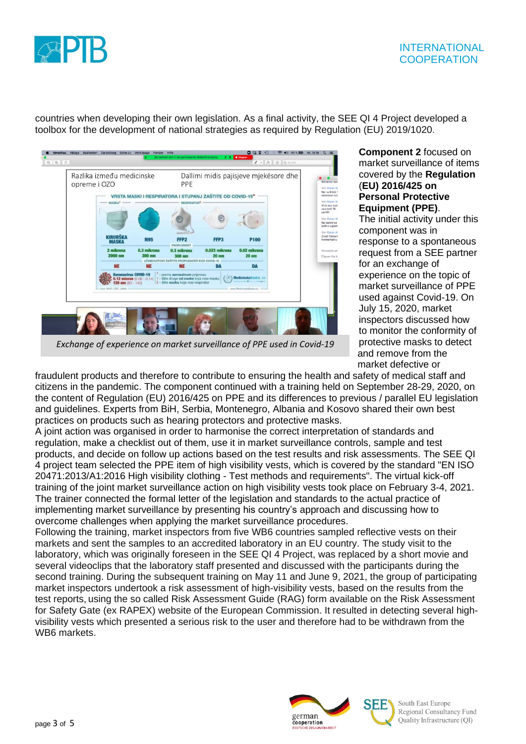countries when developing their own legislation. As a final activity, the SEE QI 4 Project developed a toolbox for the development of national strategies as required by Regulation (EU) 2019/1020.

*Exchange of experience on market surveillance of PPE used in Covid-19*

**Component 2** focused on market surveillance of items covered by the **Regulation (EU) 2016/425 on Personal Protective Equipment (PPE)**. The initial activity under this component was in response to a spontaneous request from a SEE partner for an exchange of experience on the topic of market surveillance of PPE used against Covid-19. On July 15, 2020, market inspectors discussed how to monitor the conformity of protective masks to detect and remove from the market defective or fraudulent products and therefore to contribute to ensuring the health and safety of medical staff and citizens in the pandemic. The component continued with a training held on September 28-29, 2020, on the content of Regulation (EU) 2016/425 on PPE and its differences to previous / parallel EU legislation and guidelines. Experts from BiH, Serbia, Montenegro, Albania and Kosovo shared their own best practices on products such as hearing protectors and protective masks.

A joint action was organised in order to harmonise the correct interpretation of standards and regulation, make a checklist out of them, use it in market surveillance controls, sample and test products, and decide on follow up actions based on the test results and risk assessments. The SEE QI 4 project team selected the PPE item of high visibility vests, which is covered by the standard "EN ISO 20471:2013/A1:2016 High visibility clothing - Test methods and requirements". The virtual kick-off training of the joint market surveillance action on high visibility vests took place on February 3-4, 2021. The trainer connected the formal letter of the legislation and standards to the actual practice of implementing market surveillance by presenting his country's approach and discussing how to overcome challenges when applying the market surveillance procedures.

Following the training, market inspectors from five WB6 countries sampled reflective vests on their markets and sent the samples to an accredited laboratory in an EU country. The study visit to the laboratory, which was originally foreseen in the SEE QI 4 Project, was replaced by a short movie and several videoclips that the laboratory staff presented and discussed with the participants during the second training. During the subsequent training on May 11 and June 9, 2021, the group of participating market inspectors undertook a risk assessment of high-visibility vests, based on the results from the test reports, using the so called Risk Assessment Guide (RAG) form available on the Risk Assessment for Safety Gate (ex RAPEX) website of the European Commission. It resulted in detecting several high-visibility vests which presented a serious risk to the user and therefore had to be withdrawn from the WB6 markets.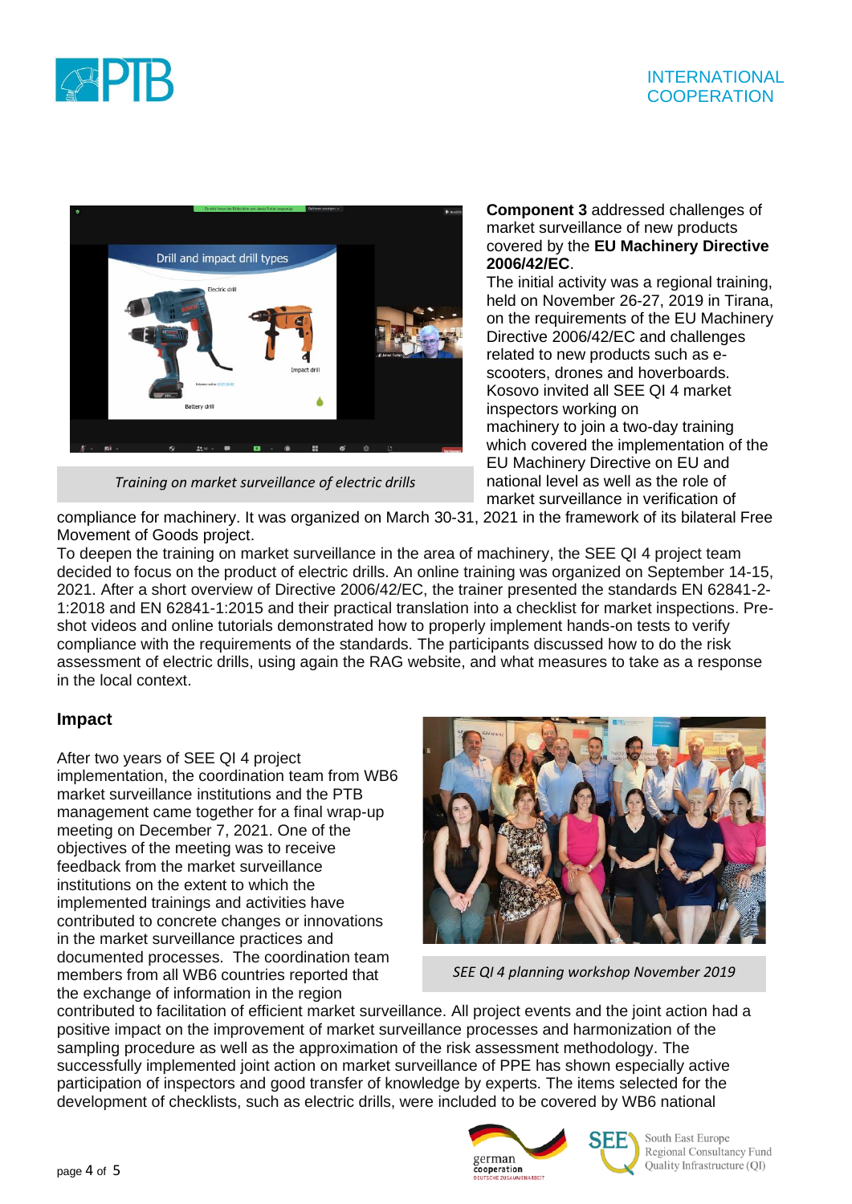Training on market surveillance of electric drills

**Component 3** addressed challenges of market surveillance of new products covered by the **EU Machinery Directive 2006/42/EC**.

The initial activity was a regional training, held on November 26-27, 2019 in Tirana, on the requirements of the EU Machinery Directive 2006/42/EC and challenges related to new products such as e-scooters, drones and hoverboards. Kosovo invited all SEE QI 4 market inspectors working on machinery to join a two-day training which covered the implementation of the EU Machinery Directive on EU and national level as well as the role of market surveillance in verification of compliance for machinery. It was organized on March 30-31, 2021 in the framework of its bilateral Free Movement of Goods project.

To deepen the training on market surveillance in the area of machinery, the SEE QI 4 project team decided to focus on the product of electric drills. An online training was organized on September 14-15, 2021. After a short overview of Directive 2006/42/EC, the trainer presented the standards EN 62841-2-1:2018 and EN 62841-1:2015 and their practical translation into a checklist for market inspections. Pre-shot videos and online tutorials demonstrated how to properly implement hands-on tests to verify compliance with the requirements of the standards. The participants discussed how to do the risk assessment of electric drills, using again the RAG website, and what measures to take as a response in the local context.

## Impact

After two years of SEE QI 4 project implementation, the coordination team from WB6 market surveillance institutions and the PTB management came together for a final wrap-up meeting on December 7, 2021. One of the objectives of the meeting was to receive feedback from the market surveillance institutions on the extent to which the implemented trainings and activities have contributed to concrete changes or innovations in the market surveillance practices and documented processes. The coordination team members from all WB6 countries reported that the exchange of information in the region contributed to facilitation of efficient market surveillance. All project events and the joint action had a positive impact on the improvement of market surveillance processes and harmonization of the sampling procedure as well as the approximation of the risk assessment methodology. The successfully implemented joint action on market surveillance of PPE has shown especially active participation of inspectors and good transfer of knowledge by experts. The items selected for the development of checklists, such as electric drills, were included to be covered by WB6 national

SEE QI 4 planning workshop November 2019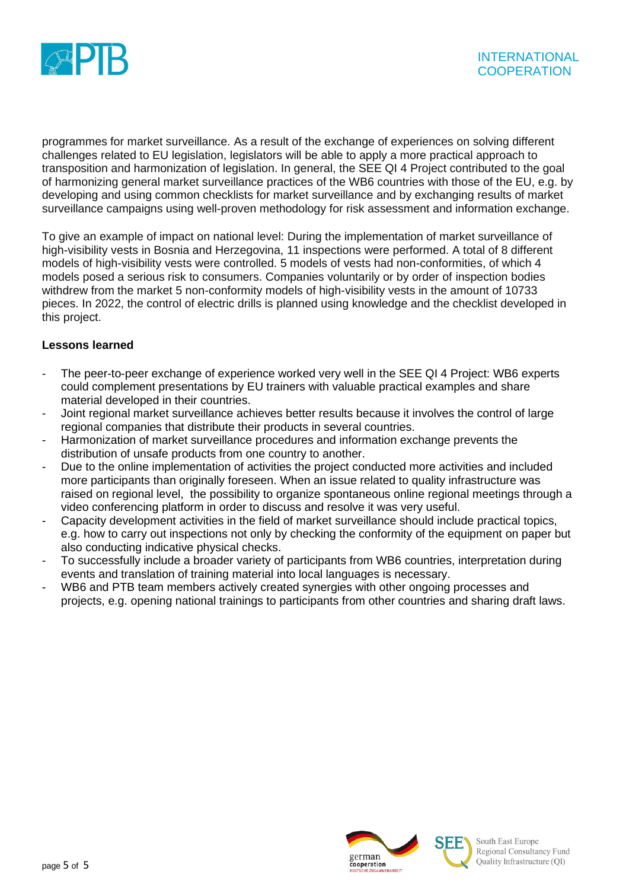programmes for market surveillance. As a result of the exchange of experiences on solving different challenges related to EU legislation, legislators will be able to apply a more practical approach to transposition and harmonization of legislation. In general, the SEE QI 4 Project contributed to the goal of harmonizing general market surveillance practices of the WB6 countries with those of the EU, e.g. by developing and using common checklists for market surveillance and by exchanging results of market surveillance campaigns using well-proven methodology for risk assessment and information exchange.

To give an example of impact on national level: During the implementation of market surveillance of high-visibility vests in Bosnia and Herzegovina, 11 inspections were performed. A total of 8 different models of high-visibility vests were controlled. 5 models of vests had non-conformities, of which 4 models posed a serious risk to consumers. Companies voluntarily or by order of inspection bodies withdrew from the market 5 non-conformity models of high-visibility vests in the amount of 10733 pieces. In 2022, the control of electric drills is planned using knowledge and the checklist developed in this project.

**Lessons learned**

- The peer-to-peer exchange of experience worked very well in the SEE QI 4 Project: WB6 experts could complement presentations by EU trainers with valuable practical examples and share material developed in their countries.
- Joint regional market surveillance achieves better results because it involves the control of large regional companies that distribute their products in several countries.
- Harmonization of market surveillance procedures and information exchange prevents the distribution of unsafe products from one country to another.
- Due to the online implementation of activities the project conducted more activities and included more participants than originally foreseen. When an issue related to quality infrastructure was raised on regional level, the possibility to organize spontaneous online regional meetings through a video conferencing platform in order to discuss and resolve it was very useful.
- Capacity development activities in the field of market surveillance should include practical topics, e.g. how to carry out inspections not only by checking the conformity of the equipment on paper but also conducting indicative physical checks.
- To successfully include a broader variety of participants from WB6 countries, interpretation during events and translation of training material into local languages is necessary.
- WB6 and PTB team members actively created synergies with other ongoing processes and projects, e.g. opening national trainings to participants from other countries and sharing draft laws.